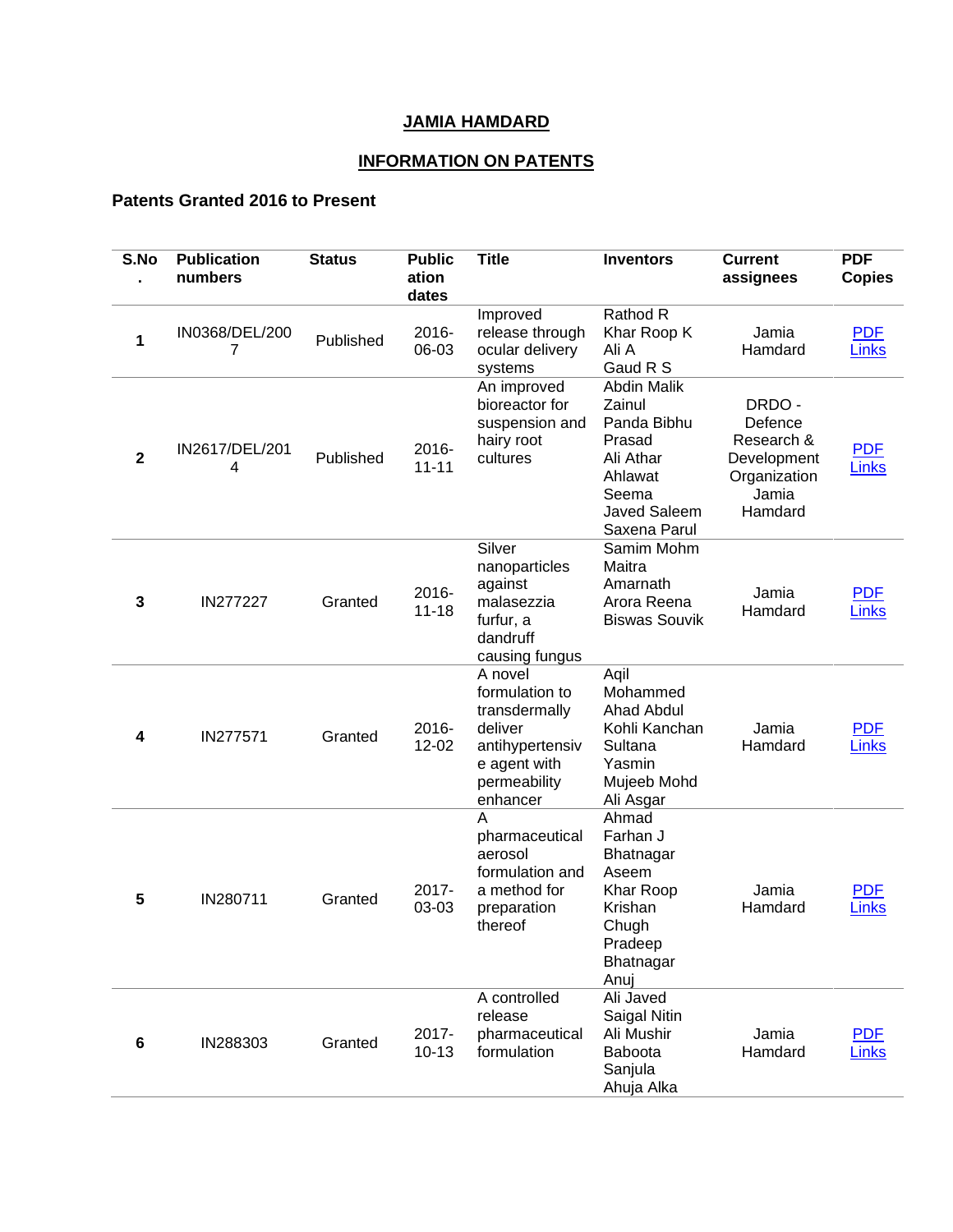# JAMIA HAMDARD

## INFORMATION ON PATENTS

### Patents Granted 2016 to Present

| S.No. | Publication numbers | Status | Publication dates | Title | Inventors | Current assignees | PDF Copies |
|---|---|---|---|---|---|---|---|
| 1 | IN0368/DEL/2007 | Published | 2016-06-03 | Improved release through ocular delivery systems | Rathod R<br>Khar Roop K<br>Ali A<br>Gaud R S | Jamia Hamdard | PDF Links |
| 2 | IN2617/DEL/2014 | Published | 2016-11-11 | An improved bioreactor for suspension and hairy root cultures | Abdin Malik Zainul<br>Panda Bibhu Prasad<br>Ali Athar<br>Ahlawat Seema<br>Javed Saleem<br>Saxena Parul | DRDO - Defence Research & Development Organization<br>Jamia Hamdard | PDF Links |
| 3 | IN277227 | Granted | 2016-11-18 | Silver nanoparticles against malasezzia furfur, a dandruff causing fungus | Samim Mohm<br>Maitra Amarnath<br>Arora Reena<br>Biswas Souvik | Jamia Hamdard | PDF Links |
| 4 | IN277571 | Granted | 2016-12-02 | A novel formulation to transdermally deliver antihypertensive agent with permeability enhancer | Aqil Mohammed<br>Ahad Abdul<br>Kohli Kanchan<br>Sultana Yasmin<br>Mujeeb Mohd<br>Ali Asgar | Jamia Hamdard | PDF Links |
| 5 | IN280711 | Granted | 2017-03-03 | A pharmaceutical aerosol formulation and a method for preparation thereof | Ahmad Farhan J<br>Bhatnagar Aseem<br>Khar Roop Krishan<br>Chugh Pradeep<br>Bhatnagar Anuj | Jamia Hamdard | PDF Links |
| 6 | IN288303 | Granted | 2017-10-13 | A controlled release pharmaceutical formulation | Ali Javed<br>Saigal Nitin<br>Ali Mushir<br>Baboota Sanjula<br>Ahuja Alka | Jamia Hamdard | PDF Links |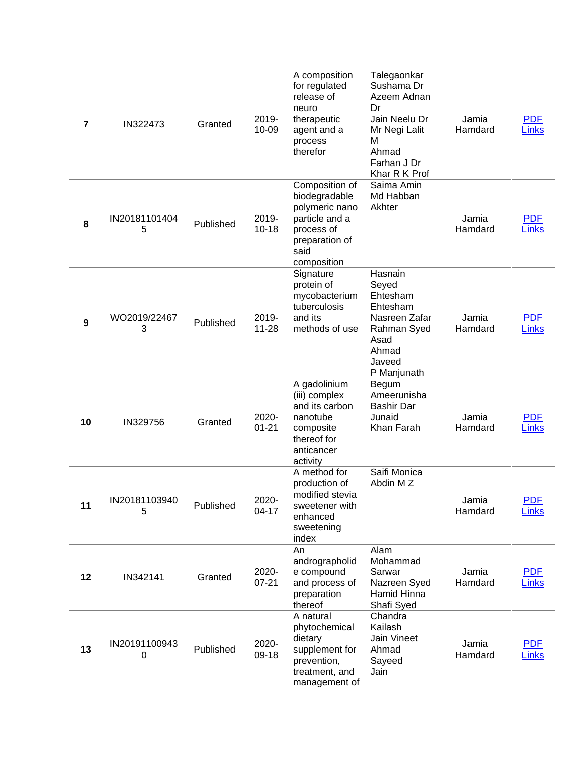| 7 | IN322473 | Granted | 2019-10-09 | A composition for regulated release of neuro therapeutic agent and a process therefor | Talegaonkar Sushama Dr Azeem Adnan Dr Jain Neelu Dr Mr Negi Lalit M Ahmad Farhan J Dr Khar R K Prof | Jamia Hamdard | PDF Links |
|---|---|---|---|---|---|---|---|
| 8 | IN201811014045 | Published | 2019-10-18 | Composition of biodegradable polymeric nano particle and a process of preparation of said composition | Saima Amin Md Habban Akhter | Jamia Hamdard | PDF Links |
| 9 | WO2019/224673 | Published | 2019-11-28 | Signature protein of mycobacterium tuberculosis and its methods of use | Hasnain Seyed Ehtesham Ehtesham Nasreen Zafar Rahman Syed Asad Ahmad Javeed P Manjunath | Jamia Hamdard | PDF Links |
| 10 | IN329756 | Granted | 2020-01-21 | A gadolinium (iii) complex and its carbon nanotube composite thereof for anticancer activity | Begum Ameerunisha Bashir Dar Junaid Khan Farah | Jamia Hamdard | PDF Links |
| 11 | IN201811039405 | Published | 2020-04-17 | A method for production of modified stevia sweetener with enhanced sweetening index | Saifi Monica Abdin M Z | Jamia Hamdard | PDF Links |
| 12 | IN342141 | Granted | 2020-07-21 | An andrographolide compound and process of preparation thereof | Alam Mohammad Sarwar Nazreen Syed Hamid Hinna Shafi Syed | Jamia Hamdard | PDF Links |
| 13 | IN201911009430 | Published | 2020-09-18 | A natural phytochemical dietary supplement for prevention, treatment, and management of | Chandra Kailash Jain Vineet Ahmad Sayeed Jain | Jamia Hamdard | PDF Links |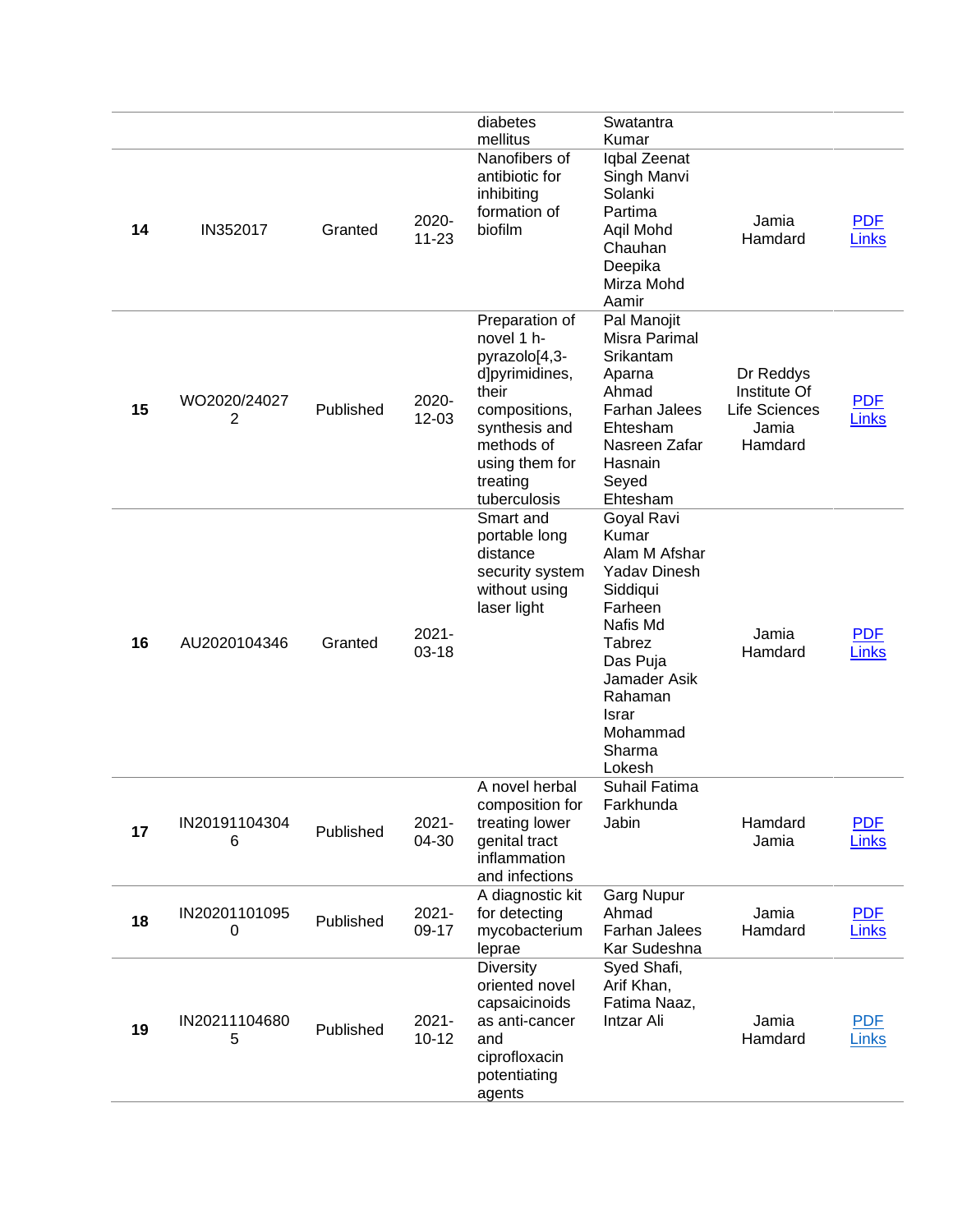| | | | | diabetes mellitus | Swatantra Kumar | | |
|---|---|---|---|---|---|---|---|
| **14** | IN352017 | Granted | 2020-11-23 | Nanofibers of antibiotic for inhibiting formation of biofilm | Iqbal Zeenat Singh Manvi Solanki Partima Aqil Mohd Chauhan Deepika Mirza Mohd Aamir | Jamia Hamdard | PDF Links |
| **15** | WO2020/240272 | Published | 2020-12-03 | Preparation of novel 1 h-pyrazolo[4,3-d]pyrimidines, their compositions, synthesis and methods of using them for treating tuberculosis | Pal Manojit Misra Parimal Srikantam Aparna Ahmad Farhan Jalees Ehtesham Nasreen Zafar Hasnain Seyed Ehtesham | Dr Reddys Institute Of Life Sciences Jamia Hamdard | PDF Links |
| **16** | AU2020104346 | Granted | 2021-03-18 | Smart and portable long distance security system without using laser light | Goyal Ravi Kumar Alam M Afshar Yadav Dinesh Siddiqui Farheen Nafis Md Tabrez Das Puja Jamader Asik Rahaman Israr Mohammad Sharma Lokesh | Jamia Hamdard | PDF Links |
| **17** | IN201911043046 | Published | 2021-04-30 | A novel herbal composition for treating lower genital tract inflammation and infections | Suhail Fatima Farkhunda Jabin | Hamdard Jamia | PDF Links |
| **18** | IN202011010950 | Published | 2021-09-17 | A diagnostic kit for detecting mycobacterium leprae | Garg Nupur Ahmad Farhan Jalees Kar Sudeshna | Jamia Hamdard | PDF Links |
| **19** | IN202111046805 | Published | 2021-10-12 | Diversity oriented novel capsaicinoids as anti-cancer and ciprofloxacin potentiating agents | Syed Shafi, Arif Khan, Fatima Naaz, Intzar Ali | Jamia Hamdard | PDF Links |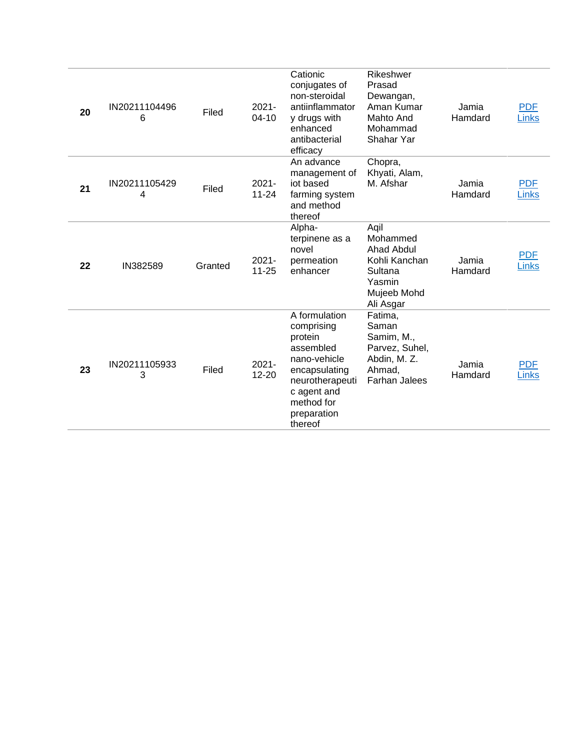| | | | | | | | |
|---|---|---|---|---|---|---|---|
| **20** | IN202111044966 | Filed | 2021-04-10 | Cationic conjugates of non-steroidal antiinflammatory drugs with enhanced antibacterial efficacy | Rikeshwer Prasad Dewangan, Aman Kumar Mahto And Mohammad Shahar Yar | Jamia Hamdard | PDF Links |
| **21** | IN202111054294 | Filed | 2021-11-24 | An advance management of iot based farming system and method thereof | Chopra, Khyati, Alam, M. Afshar | Jamia Hamdard | PDF Links |
| **22** | IN382589 | Granted | 2021-11-25 | Alpha-terpinene as a novel permeation enhancer | Aqil Mohammed Ahad Abdul Kohli Kanchan Sultana Yasmin Mujeeb Mohd Ali Asgar | Jamia Hamdard | PDF Links |
| **23** | IN202111059333 | Filed | 2021-12-20 | A formulation comprising protein assembled nano-vehicle encapsulating neurotherapeutic agent and method for preparation thereof | Fatima, Saman Samim, M., Parvez, Suhel, Abdin, M. Z. Ahmad, Farhan Jalees | Jamia Hamdard | PDF Links |